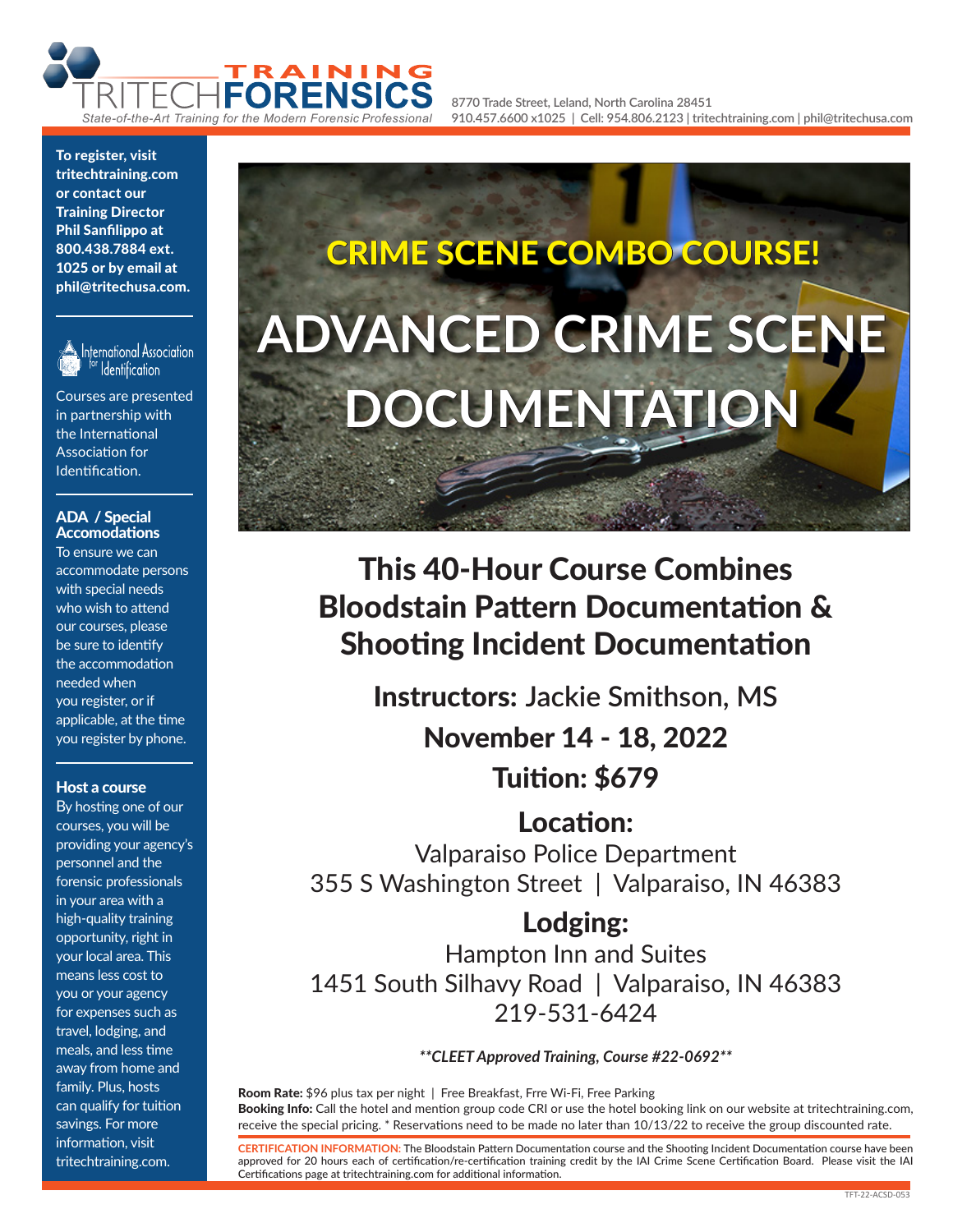TRITECH FORENSICS TRAINING

*State-of-the-Art Training for the Modern Forensic Professional*

8770 Trade Street, Leland, North Carolina 28451
910.457.6600 x1025 | Cell: 954.806.2123 | tritechtraining.com | phil@tritechusa.com

**To register, visit tritechtraining.com or contact our Training Director Phil Sanfilippo at 800.438.7884 ext. 1025 or by email at phil@tritechusa.com.**

International Association for Identification

Courses are presented in partnership with the International Association for Identification.

### ADA / Special Accomodations

To ensure we can accommodate persons with special needs who wish to attend our courses, please be sure to identify the accommodation needed when you register, or if applicable, at the time you register by phone.

### Host a course

By hosting one of our courses, you will be providing your agency's personnel and the forensic professionals in your area with a high-quality training opportunity, right in your local area. This means less cost to you or your agency for expenses such as travel, lodging, and meals, and less time away from home and family. Plus, hosts can qualify for tuition savings. For more information, visit tritechtraining.com.

## CRIME SCENE COMBO COURSE!

# ADVANCED CRIME SCENE DOCUMENTATION

## This 40-Hour Course Combines Bloodstain Pattern Documentation & Shooting Incident Documentation

**Instructors:** Jackie Smithson, MS

**November 14 - 18, 2022**

**Tuition: $679**

### Location:

Valparaiso Police Department
355 S Washington Street | Valparaiso, IN 46383

### Lodging:

Hampton Inn and Suites
1451 South Silhavy Road | Valparaiso, IN 46383
219-531-6424

***CLEET Approved Training, Course #22-0692***

**Room Rate:** $96 plus tax per night | Free Breakfast, Frre Wi-Fi, Free Parking
**Booking Info:** Call the hotel and mention group code CRI or use the hotel booking link on our website at tritechtraining.com, receive the special pricing. * Reservations need to be made no later than 10/13/22 to receive the group discounted rate.

**CERTIFICATION INFORMATION:** The Bloodstain Pattern Documentation course and the Shooting Incident Documentation course have been approved for 20 hours each of certification/re-certification training credit by the IAI Crime Scene Certification Board. Please visit the IAI Certifications page at tritechtraining.com for additional information.

TFT-22-ACSD-053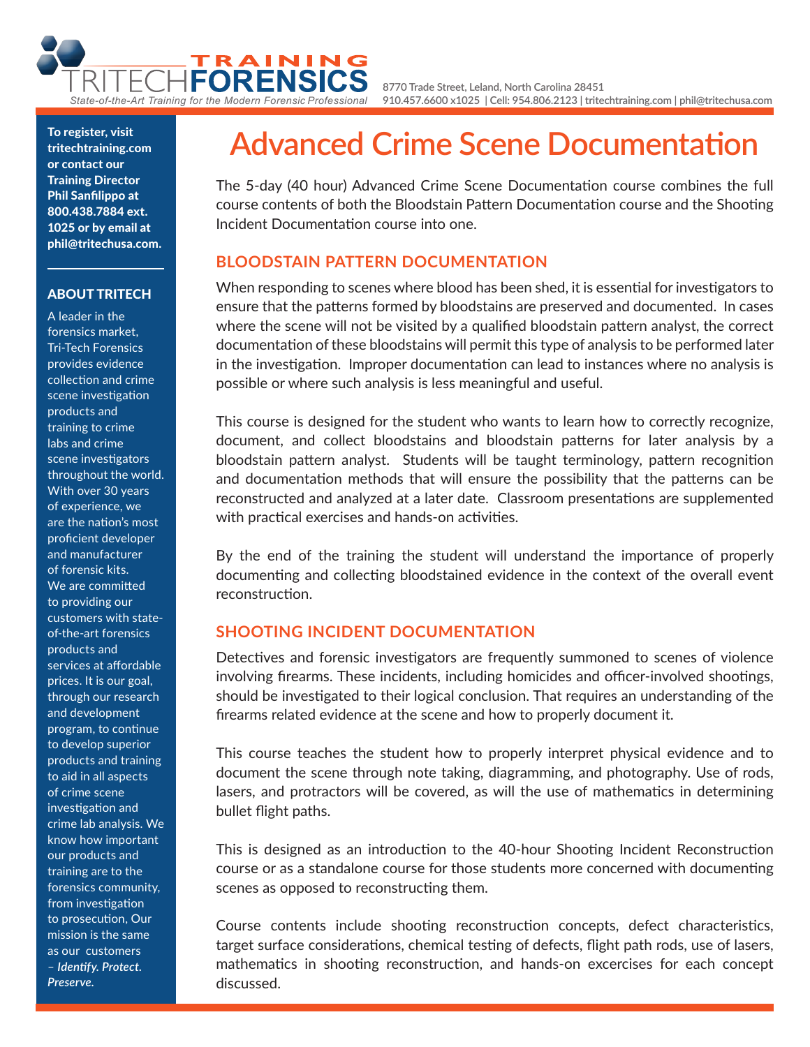TRAINING TRITECH FORENSICS

*State-of-the-Art Training for the Modern Forensic Professional*

8770 Trade Street, Leland, North Carolina 28451
910.457.6600 x1025 | Cell: 954.806.2123 | tritechtraining.com | phil@tritechusa.com

# Advanced Crime Scene Documentation

The 5-day (40 hour) Advanced Crime Scene Documentation course combines the full course contents of both the Bloodstain Pattern Documentation course and the Shooting Incident Documentation course into one.

## BLOODSTAIN PATTERN DOCUMENTATION

When responding to scenes where blood has been shed, it is essential for investigators to ensure that the patterns formed by bloodstains are preserved and documented. In cases where the scene will not be visited by a qualified bloodstain pattern analyst, the correct documentation of these bloodstains will permit this type of analysis to be performed later in the investigation. Improper documentation can lead to instances where no analysis is possible or where such analysis is less meaningful and useful.

This course is designed for the student who wants to learn how to correctly recognize, document, and collect bloodstains and bloodstain patterns for later analysis by a bloodstain pattern analyst. Students will be taught terminology, pattern recognition and documentation methods that will ensure the possibility that the patterns can be reconstructed and analyzed at a later date. Classroom presentations are supplemented with practical exercises and hands-on activities.

By the end of the training the student will understand the importance of properly documenting and collecting bloodstained evidence in the context of the overall event reconstruction.

## SHOOTING INCIDENT DOCUMENTATION

Detectives and forensic investigators are frequently summoned to scenes of violence involving firearms. These incidents, including homicides and officer-involved shootings, should be investigated to their logical conclusion. That requires an understanding of the firearms related evidence at the scene and how to properly document it.

This course teaches the student how to properly interpret physical evidence and to document the scene through note taking, diagramming, and photography. Use of rods, lasers, and protractors will be covered, as will the use of mathematics in determining bullet flight paths.

This is designed as an introduction to the 40-hour Shooting Incident Reconstruction course or as a standalone course for those students more concerned with documenting scenes as opposed to reconstructing them.

Course contents include shooting reconstruction concepts, defect characteristics, target surface considerations, chemical testing of defects, flight path rods, use of lasers, mathematics in shooting reconstruction, and hands-on excercises for each concept discussed.

**To register, visit tritechtraining.com or contact our Training Director Phil Sanfilippo at 800.438.7884 ext. 1025 or by email at phil@tritechusa.com.**

### ABOUT TRITECH

A leader in the forensics market, Tri-Tech Forensics provides evidence collection and crime scene investigation products and training to crime labs and crime scene investigators throughout the world. With over 30 years of experience, we are the nation's most proficient developer and manufacturer of forensic kits. We are committed to providing our customers with state-of-the-art forensics products and services at affordable prices. It is our goal, through our research and development program, to continue to develop superior products and training to aid in all aspects of crime scene investigation and crime lab analysis. We know how important our products and training are to the forensics community, from investigation to prosecution, Our mission is the same as our customers *– Identify. Protect. Preserve.*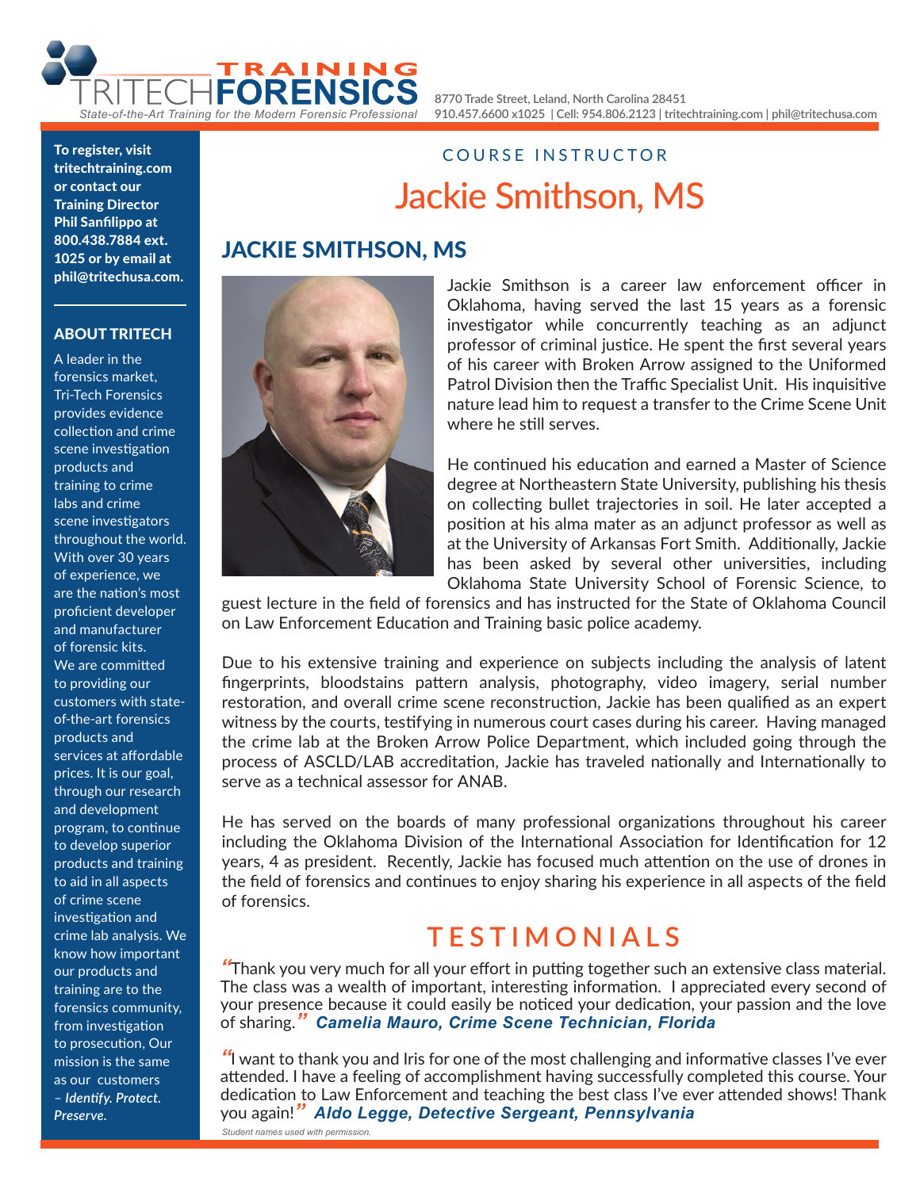# TRITECH FORENSICS TRAINING

*State-of-the-Art Training for the Modern Forensic Professional*

8770 Trade Street, Leland, North Carolina 28451
910.457.6600 x1025 | Cell: 954.806.2123 | tritechtraining.com | phil@tritechusa.com

**To register, visit tritechtraining.com or contact our Training Director Phil Sanfilippo at 800.438.7884 ext. 1025 or by email at phil@tritechusa.com.**

### ABOUT TRITECH

A leader in the forensics market, Tri-Tech Forensics provides evidence collection and crime scene investigation products and training to crime labs and crime scene investigators throughout the world. With over 30 years of experience, we are the nation's most proficient developer and manufacturer of forensic kits. We are committed to providing our customers with state-of-the-art forensics products and services at affordable prices. It is our goal, through our research and development program, to continue to develop superior products and training to aid in all aspects of crime scene investigation and crime lab analysis. We know how important our products and training are to the forensics community, from investigation to prosecution, Our mission is the same as our customers *– Identify. Protect. Preserve.*

COURSE INSTRUCTOR

# Jackie Smithson, MS

## JACKIE SMITHSON, MS

Jackie Smithson is a career law enforcement officer in Oklahoma, having served the last 15 years as a forensic investigator while concurrently teaching as an adjunct professor of criminal justice. He spent the first several years of his career with Broken Arrow assigned to the Uniformed Patrol Division then the Traffic Specialist Unit. His inquisitive nature lead him to request a transfer to the Crime Scene Unit where he still serves.

He continued his education and earned a Master of Science degree at Northeastern State University, publishing his thesis on collecting bullet trajectories in soil. He later accepted a position at his alma mater as an adjunct professor as well as at the University of Arkansas Fort Smith. Additionally, Jackie has been asked by several other universities, including Oklahoma State University School of Forensic Science, to guest lecture in the field of forensics and has instructed for the State of Oklahoma Council on Law Enforcement Education and Training basic police academy.

Due to his extensive training and experience on subjects including the analysis of latent fingerprints, bloodstains pattern analysis, photography, video imagery, serial number restoration, and overall crime scene reconstruction, Jackie has been qualified as an expert witness by the courts, testifying in numerous court cases during his career. Having managed the crime lab at the Broken Arrow Police Department, which included going through the process of ASCLD/LAB accreditation, Jackie has traveled nationally and Internationally to serve as a technical assessor for ANAB.

He has served on the boards of many professional organizations throughout his career including the Oklahoma Division of the International Association for Identification for 12 years, 4 as president. Recently, Jackie has focused much attention on the use of drones in the field of forensics and continues to enjoy sharing his experience in all aspects of the field of forensics.

## TESTIMONIALS

"Thank you very much for all your effort in putting together such an extensive class material. The class was a wealth of important, interesting information. I appreciated every second of your presence because it could easily be noticed your dedication, your passion and the love of sharing." ***Camelia Mauro, Crime Scene Technician, Florida***

"I want to thank you and Iris for one of the most challenging and informative classes I've ever attended. I have a feeling of accomplishment having successfully completed this course. Your dedication to Law Enforcement and teaching the best class I've ever attended shows! Thank you again!" ***Aldo Legge, Detective Sergeant, Pennsylvania***

*Student names used with permission.*